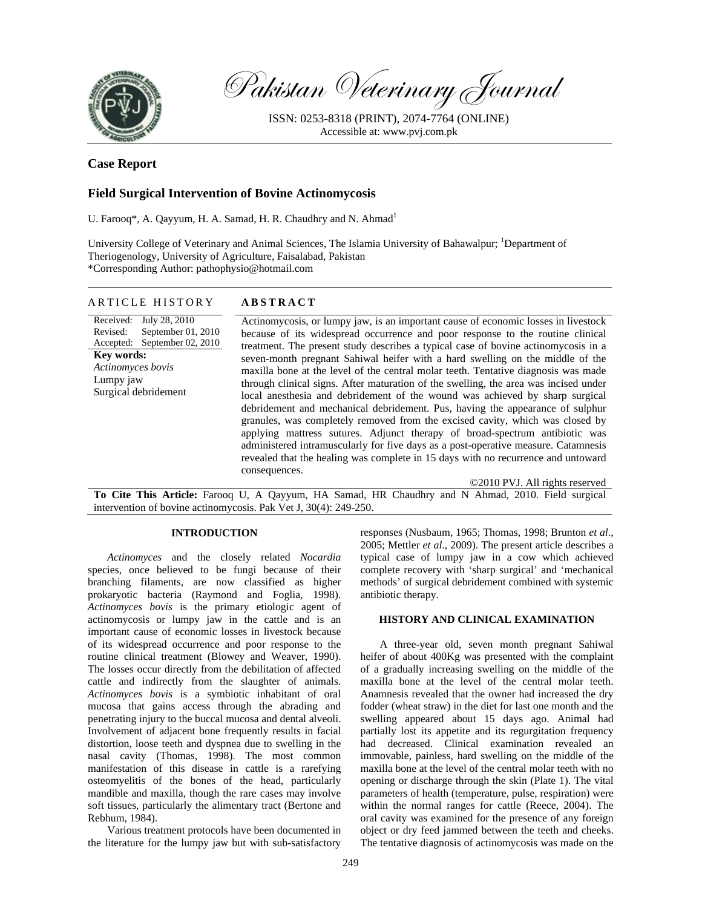# Pakistan Veterinary Journal

ISSN: 0253-8318 (PRINT), 2074-7764 (ONLINE)
Accessible at: www.pvj.com.pk

## Case Report

## Field Surgical Intervention of Bovine Actinomycosis

U. Farooq*, A. Qayyum, H. A. Samad, H. R. Chaudhry and N. Ahmad[1]

University College of Veterinary and Animal Sciences, The Islamia University of Bahawalpur; [1]Department of Theriogenology, University of Agriculture, Faisalabad, Pakistan
*Corresponding Author: pathophysio@hotmail.com

**ARTICLE HISTORY**

Received: July 28, 2010
Revised: September 01, 2010
Accepted: September 02, 2010

**Key words:**
*Actinomyces bovis*
Lumpy jaw
Surgical debridement

**ABSTRACT**

Actinomycosis, or lumpy jaw, is an important cause of economic losses in livestock because of its widespread occurrence and poor response to the routine clinical treatment. The present study describes a typical case of bovine actinomycosis in a seven-month pregnant Sahiwal heifer with a hard swelling on the middle of the maxilla bone at the level of the central molar teeth. Tentative diagnosis was made through clinical signs. After maturation of the swelling, the area was incised under local anesthesia and debridement of the wound was achieved by sharp surgical debridement and mechanical debridement. Pus, having the appearance of sulphur granules, was completely removed from the excised cavity, which was closed by applying mattress sutures. Adjunct therapy of broad-spectrum antibiotic was administered intramuscularly for five days as a post-operative measure. Catamnesis revealed that the healing was complete in 15 days with no recurrence and untoward consequences.

©2010 PVJ. All rights reserved

**To Cite This Article:** Farooq U, A Qayyum, HA Samad, HR Chaudhry and N Ahmad, 2010. Field surgical intervention of bovine actinomycosis. Pak Vet J, 30(4): 249-250.

## INTRODUCTION

*Actinomyces* and the closely related *Nocardia* species, once believed to be fungi because of their branching filaments, are now classified as higher prokaryotic bacteria (Raymond and Foglia, 1998). *Actinomyces bovis* is the primary etiologic agent of actinomycosis or lumpy jaw in the cattle and is an important cause of economic losses in livestock because of its widespread occurrence and poor response to the routine clinical treatment (Blowey and Weaver, 1990). The losses occur directly from the debilitation of affected cattle and indirectly from the slaughter of animals. *Actinomyces bovis* is a symbiotic inhabitant of oral mucosa that gains access through the abrading and penetrating injury to the buccal mucosa and dental alveoli. Involvement of adjacent bone frequently results in facial distortion, loose teeth and dyspnea due to swelling in the nasal cavity (Thomas, 1998). The most common manifestation of this disease in cattle is a rarefying osteomyelitis of the bones of the head, particularly mandible and maxilla, though the rare cases may involve soft tissues, particularly the alimentary tract (Bertone and Rebhum, 1984).

Various treatment protocols have been documented in the literature for the lumpy jaw but with sub-satisfactory responses (Nusbaum, 1965; Thomas, 1998; Brunton *et al*., 2005; Mettler *et al*., 2009). The present article describes a typical case of lumpy jaw in a cow which achieved complete recovery with 'sharp surgical' and 'mechanical methods' of surgical debridement combined with systemic antibiotic therapy.

## HISTORY AND CLINICAL EXAMINATION

A three-year old, seven month pregnant Sahiwal heifer of about 400Kg was presented with the complaint of a gradually increasing swelling on the middle of the maxilla bone at the level of the central molar teeth. Anamnesis revealed that the owner had increased the dry fodder (wheat straw) in the diet for last one month and the swelling appeared about 15 days ago. Animal had partially lost its appetite and its regurgitation frequency had decreased. Clinical examination revealed an immovable, painless, hard swelling on the middle of the maxilla bone at the level of the central molar teeth with no opening or discharge through the skin (Plate 1). The vital parameters of health (temperature, pulse, respiration) were within the normal ranges for cattle (Reece, 2004). The oral cavity was examined for the presence of any foreign object or dry feed jammed between the teeth and cheeks. The tentative diagnosis of actinomycosis was made on the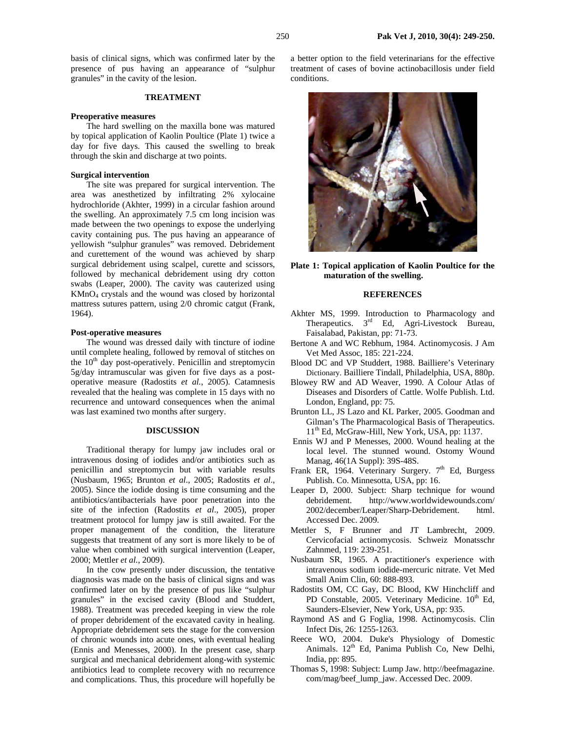basis of clinical signs, which was confirmed later by the presence of pus having an appearance of "sulphur granules" in the cavity of the lesion.

## TREATMENT

### Preoperative measures

The hard swelling on the maxilla bone was matured by topical application of Kaolin Poultice (Plate 1) twice a day for five days. This caused the swelling to break through the skin and discharge at two points.

### Surgical intervention

The site was prepared for surgical intervention. The area was anesthetized by infiltrating 2% xylocaine hydrochloride (Akhter, 1999) in a circular fashion around the swelling. An approximately 7.5 cm long incision was made between the two openings to expose the underlying cavity containing pus. The pus having an appearance of yellowish "sulphur granules" was removed. Debridement and curettement of the wound was achieved by sharp surgical debridement using scalpel, curette and scissors, followed by mechanical debridement using dry cotton swabs (Leaper, 2000). The cavity was cauterized using $KMnO_4$ crystals and the wound was closed by horizontal mattress sutures pattern, using 2/0 chromic catgut (Frank, 1964).

### Post-operative measures

The wound was dressed daily with tincture of iodine until complete healing, followed by removal of stitches on the 10th day post-operatively. Penicillin and streptomycin 5g/day intramuscular was given for five days as a post-operative measure (Radostits *et al.*, 2005). Catamnesis revealed that the healing was complete in 15 days with no recurrence and untoward consequences when the animal was last examined two months after surgery.

## DISCUSSION

Traditional therapy for lumpy jaw includes oral or intravenous dosing of iodides and/or antibiotics such as penicillin and streptomycin but with variable results (Nusbaum, 1965; Brunton *et al*., 2005; Radostits *et al*., 2005). Since the iodide dosing is time consuming and the antibiotics/antibacterials have poor penetration into the site of the infection (Radostits *et al*., 2005), proper treatment protocol for lumpy jaw is still awaited. For the proper management of the condition, the literature suggests that treatment of any sort is more likely to be of value when combined with surgical intervention (Leaper, 2000; Mettler *et al.*, 2009).

In the cow presently under discussion, the tentative diagnosis was made on the basis of clinical signs and was confirmed later on by the presence of pus like "sulphur granules" in the excised cavity (Blood and Studdert, 1988). Treatment was preceded keeping in view the role of proper debridement of the excavated cavity in healing. Appropriate debridement sets the stage for the conversion of chronic wounds into acute ones, with eventual healing (Ennis and Menesses, 2000). In the present case, sharp surgical and mechanical debridement along-with systemic antibiotics lead to complete recovery with no recurrence and complications. Thus, this procedure will hopefully be a better option to the field veterinarians for the effective treatment of cases of bovine actinobacillosis under field conditions.

**Plate 1: Topical application of Kaolin Poultice for the maturation of the swelling.**

## REFERENCES

Akhter MS, 1999. Introduction to Pharmacology and Therapeutics. 3rd Ed, Agri-Livestock Bureau, Faisalabad, Pakistan, pp: 71-73.

Bertone A and WC Rebhum, 1984. Actinomycosis. J Am Vet Med Assoc, 185: 221-224.

Blood DC and VP Studdert, 1988. Bailliere's Veterinary Dictionary. Bailliere Tindall, Philadelphia, USA, 880p.

Blowey RW and AD Weaver, 1990. A Colour Atlas of Diseases and Disorders of Cattle. Wolfe Publish. Ltd. London, England, pp: 75.

Brunton LL, JS Lazo and KL Parker, 2005. Goodman and Gilman's The Pharmacological Basis of Therapeutics. 11th Ed, McGraw-Hill, New York, USA, pp: 1137.

Ennis WJ and P Menesses, 2000. Wound healing at the local level. The stunned wound. Ostomy Wound Manag, 46(1A Suppl): 39S-48S.

Frank ER, 1964. Veterinary Surgery. 7th Ed, Burgess Publish. Co. Minnesotta, USA, pp: 16.

Leaper D, 2000. Subject: Sharp technique for wound debridement. http://www.worldwidewounds.com/2002/december/Leaper/Sharp-Debridement. html. Accessed Dec. 2009.

Mettler S, F Brunner and JT Lambrecht, 2009. Cervicofacial actinomycosis. Schweiz Monatsschr Zahnmed, 119: 239-251.

Nusbaum SR, 1965. A practitioner's experience with intravenous sodium iodide-mercuric nitrate. Vet Med Small Anim Clin, 60: 888-893.

Radostits OM, CC Gay, DC Blood, KW Hinchcliff and PD Constable, 2005. Veterinary Medicine. 10th Ed, Saunders-Elsevier, New York, USA, pp: 935.

Raymond AS and G Foglia, 1998. Actinomycosis. Clin Infect Dis, 26: 1255-1263.

Reece WO, 2004. Duke's Physiology of Domestic Animals. 12th Ed, Panima Publish Co, New Delhi, India, pp: 895.

Thomas S, 1998: Subject: Lump Jaw. http://beefmagazine.com/mag/beef_lump_jaw. Accessed Dec. 2009.